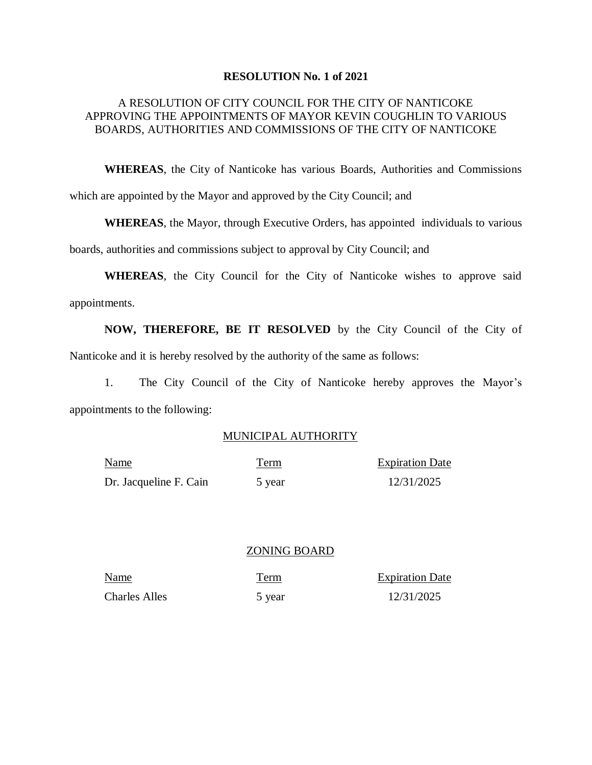**RESOLUTION No. 1 of 2021**

A RESOLUTION OF CITY COUNCIL FOR THE CITY OF NANTICOKE APPROVING THE APPOINTMENTS OF MAYOR KEVIN COUGHLIN TO VARIOUS BOARDS, AUTHORITIES AND COMMISSIONS OF THE CITY OF NANTICOKE

**WHEREAS**, the City of Nanticoke has various Boards, Authorities and Commissions which are appointed by the Mayor and approved by the City Council; and

**WHEREAS**, the Mayor, through Executive Orders, has appointed individuals to various boards, authorities and commissions subject to approval by City Council; and

**WHEREAS**, the City Council for the City of Nanticoke wishes to approve said appointments.

**NOW, THEREFORE, BE IT RESOLVED** by the City Council of the City of Nanticoke and it is hereby resolved by the authority of the same as follows:

1. The City Council of the City of Nanticoke hereby approves the Mayor's appointments to the following:

MUNICIPAL AUTHORITY

| Name | Term | Expiration Date |
|---|---|---|
| Dr. Jacqueline F. Cain | 5 year | 12/31/2025 |

ZONING BOARD

| Name | Term | Expiration Date |
|---|---|---|
| Charles Alles | 5 year | 12/31/2025 |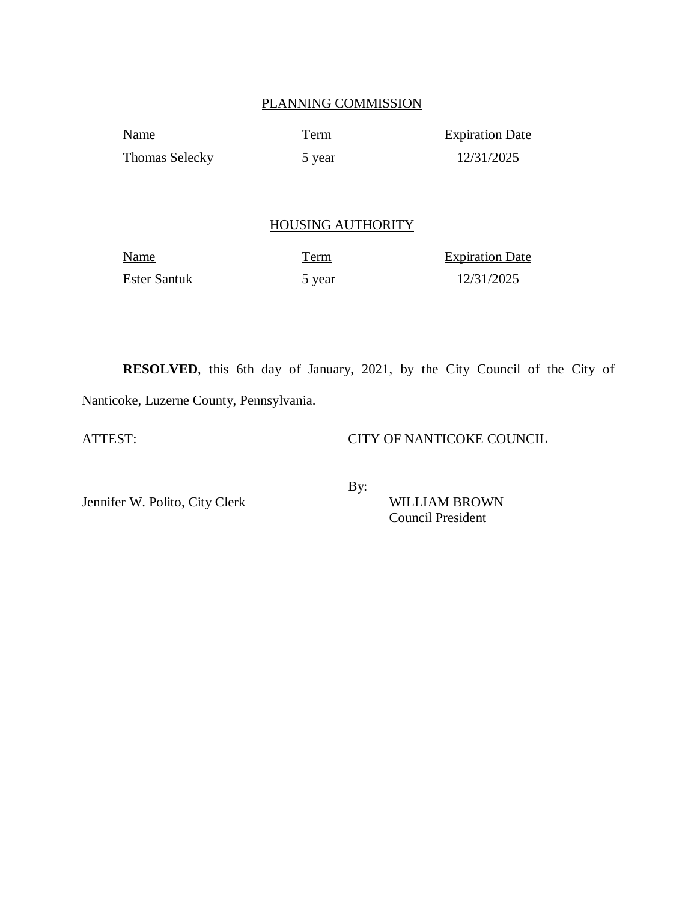PLANNING COMMISSION

| Name | Term | Expiration Date |
| --- | --- | --- |
| Thomas Selecky | 5 year | 12/31/2025 |

HOUSING AUTHORITY

| Name | Term | Expiration Date |
| --- | --- | --- |
| Ester Santuk | 5 year | 12/31/2025 |

**RESOLVED**, this 6th day of January, 2021, by the City Council of the City of Nanticoke, Luzerne County, Pennsylvania.

ATTEST:

CITY OF NANTICOKE COUNCIL

\_\_\_\_\_\_\_\_\_\_\_\_\_\_\_\_\_\_\_\_\_\_\_\_\_\_\_\_\_\_\_\_\_\_\_\_
Jennifer W. Polito, City Clerk

By: \_\_\_\_\_\_\_\_\_\_\_\_\_\_\_\_\_\_\_\_\_\_\_\_\_\_\_\_\_\_\_\_\_\_\_\_
WILLIAM BROWN
Council President